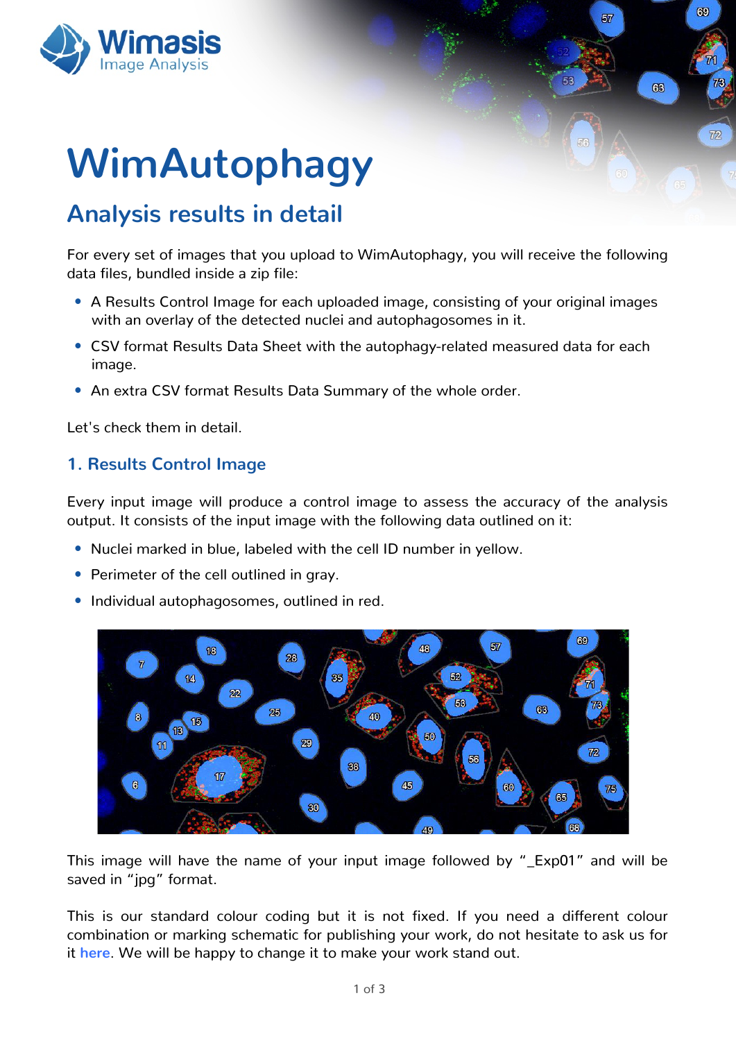Wimasis
Image Analysis

# WimAutophagy

## Analysis results in detail

For every set of images that you upload to WimAutophagy, you will receive the following data files, bundled inside a zip file:

- A Results Control Image for each uploaded image, consisting of your original images with an overlay of the detected nuclei and autophagosomes in it.
- CSV format Results Data Sheet with the autophagy-related measured data for each image.
- An extra CSV format Results Data Summary of the whole order.

Let's check them in detail.

### 1. Results Control Image

Every input image will produce a control image to assess the accuracy of the analysis output. It consists of the input image with the following data outlined on it:

- Nuclei marked in blue, labeled with the cell ID number in yellow.
- Perimeter of the cell outlined in gray.
- Individual autophagosomes, outlined in red.

This image will have the name of your input image followed by "_Exp01" and will be saved in "jpg" format.

This is our standard colour coding but it is not fixed. If you need a different colour combination or marking schematic for publishing your work, do not hesitate to ask us for it here. We will be happy to change it to make your work stand out.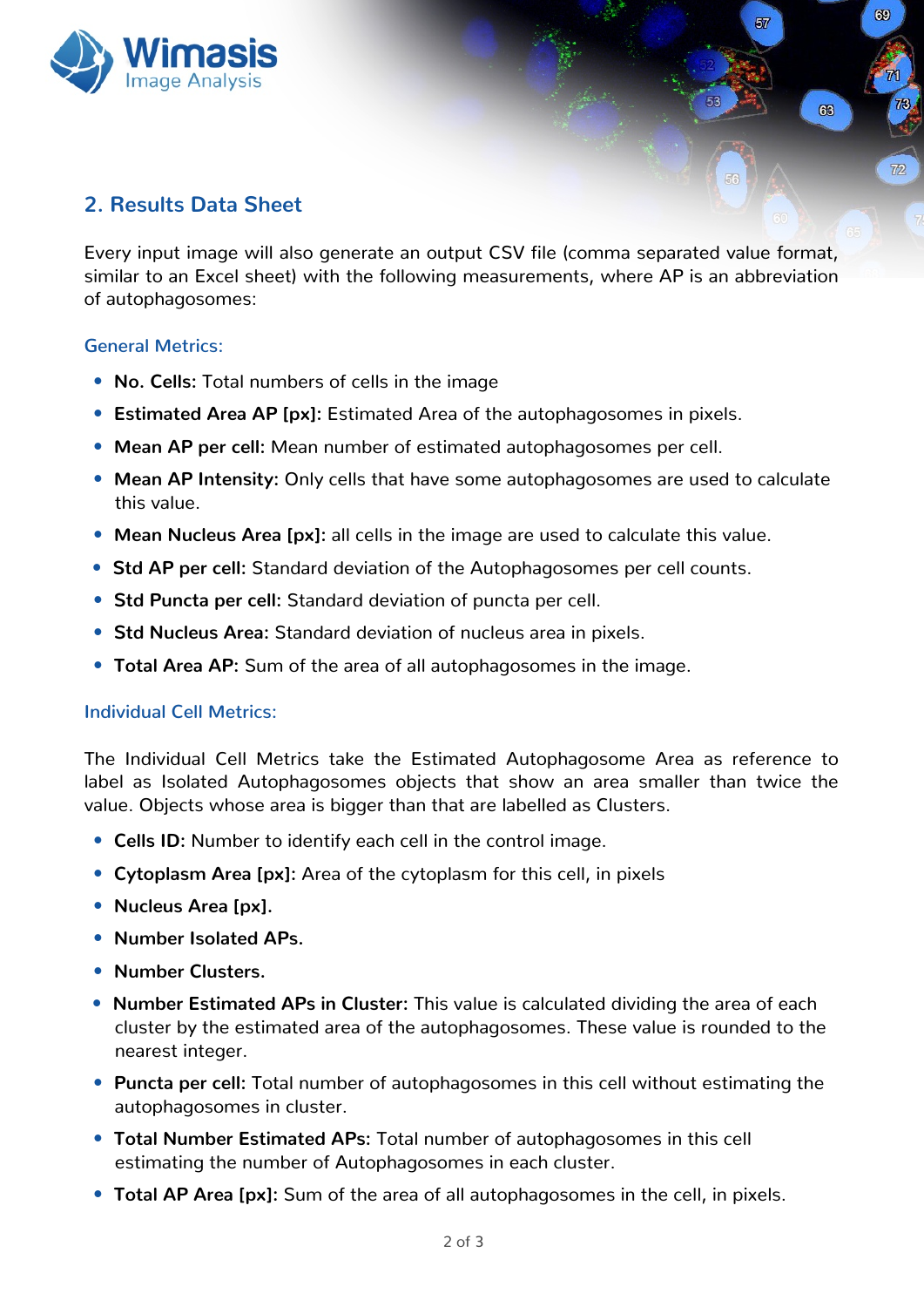## 2. Results Data Sheet

Every input image will also generate an output CSV file (comma separated value format, similar to an Excel sheet) with the following measurements, where AP is an abbreviation of autophagosomes:

### General Metrics:

- **No. Cells:** Total numbers of cells in the image
- **Estimated Area AP [px]:** Estimated Area of the autophagosomes in pixels.
- **Mean AP per cell:** Mean number of estimated autophagosomes per cell.
- **Mean AP Intensity:** Only cells that have some autophagosomes are used to calculate this value.
- **Mean Nucleus Area [px]:** all cells in the image are used to calculate this value.
- **Std AP per cell:** Standard deviation of the Autophagosomes per cell counts.
- **Std Puncta per cell:** Standard deviation of puncta per cell.
- **Std Nucleus Area:** Standard deviation of nucleus area in pixels.
- **Total Area AP:** Sum of the area of all autophagosomes in the image.

### Individual Cell Metrics:

The Individual Cell Metrics take the Estimated Autophagosome Area as reference to label as Isolated Autophagosomes objects that show an area smaller than twice the value. Objects whose area is bigger than that are labelled as Clusters.

- **Cells ID:** Number to identify each cell in the control image.
- **Cytoplasm Area [px]:** Area of the cytoplasm for this cell, in pixels
- **Nucleus Area [px].**
- **Number Isolated APs.**
- **Number Clusters.**
- **Number Estimated APs in Cluster:** This value is calculated dividing the area of each cluster by the estimated area of the autophagosomes. These value is rounded to the nearest integer.
- **Puncta per cell:** Total number of autophagosomes in this cell without estimating the autophagosomes in cluster.
- **Total Number Estimated APs:** Total number of autophagosomes in this cell estimating the number of Autophagosomes in each cluster.
- **Total AP Area [px]:** Sum of the area of all autophagosomes in the cell, in pixels.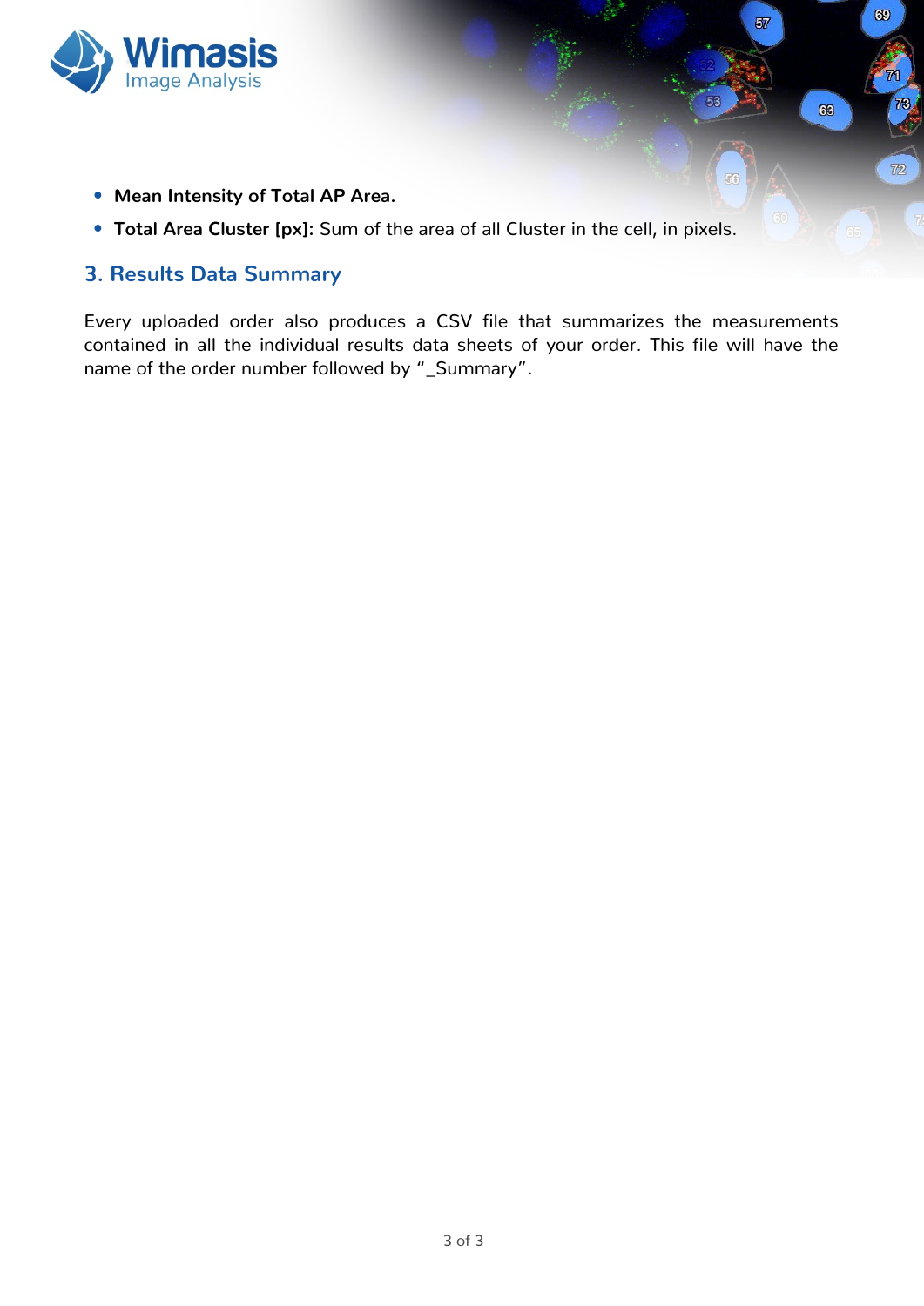- **Mean Intensity of Total AP Area.**
- **Total Area Cluster [px]:** Sum of the area of all Cluster in the cell, in pixels.

## 3. Results Data Summary

Every uploaded order also produces a CSV file that summarizes the measurements contained in all the individual results data sheets of your order. This file will have the name of the order number followed by "_Summary".